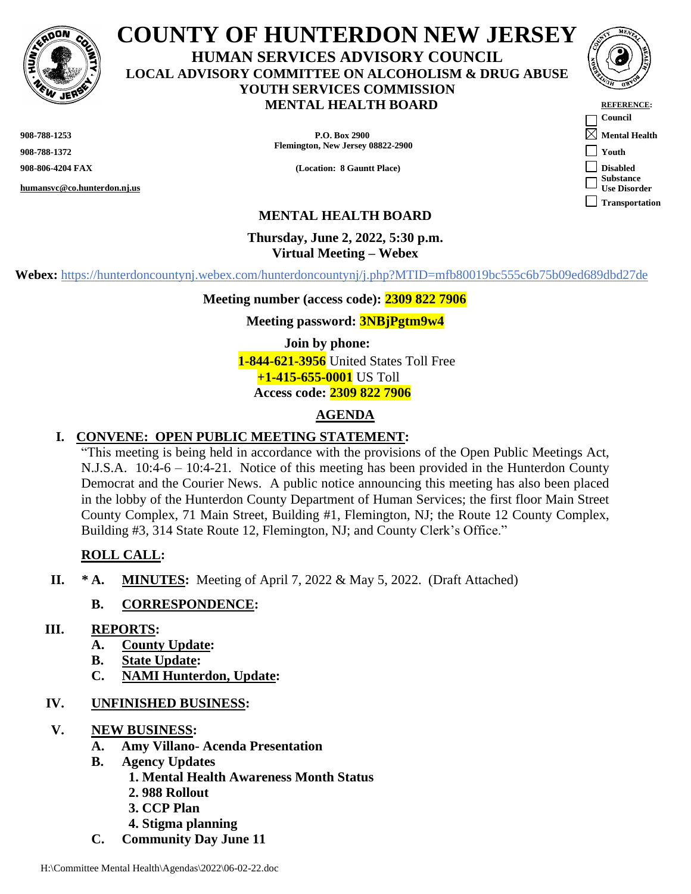# COUNTY OF HUNTERDON NEW JERSEY

**HUMAN SERVICES ADVISORY COUNCIL**
**LOCAL ADVISORY COMMITTEE ON ALCOHOLISM & DRUG ABUSE**
**YOUTH SERVICES COMMISSION**
**MENTAL HEALTH BOARD**

**REFERENCE:**
- [ ] Council
- [x] Mental Health
- [ ] Youth
- [ ] Disabled
- [ ] Substance Use Disorder
- [ ] Transportation

**908-788-1253**
**908-788-1372**
**908-806-4204 FAX**
**humansvc@co.hunterdon.nj.us**

**P.O. Box 2900**
**Flemington, New Jersey 08822-2900**

**(Location: 8 Gauntt Place)**

## MENTAL HEALTH BOARD

**Thursday, June 2, 2022, 5:30 p.m.**
**Virtual Meeting – Webex**

**Webex:** https://hunterdoncountynj.webex.com/hunterdoncountynj/j.php?MTID=mfb80019bc555c6b75b09ed689dbd27de

**Meeting number (access code): 2309 822 7906**

**Meeting password: 3NBjPgtm9w4**

**Join by phone:**
**1-844-621-3956** United States Toll Free
**+1-415-655-0001** US Toll
**Access code: 2309 822 7906**

## AGENDA

**I. CONVENE: OPEN PUBLIC MEETING STATEMENT:**

"This meeting is being held in accordance with the provisions of the Open Public Meetings Act, N.J.S.A. 10:4-6 – 10:4-21. Notice of this meeting has been provided in the Hunterdon County Democrat and the Courier News. A public notice announcing this meeting has also been placed in the lobby of the Hunterdon County Department of Human Services; the first floor Main Street County Complex, 71 Main Street, Building #1, Flemington, NJ; the Route 12 County Complex, Building #3, 314 State Route 12, Flemington, NJ; and County Clerk's Office."

**ROLL CALL:**

**II. * A. MINUTES:** Meeting of April 7, 2022 & May 5, 2022. (Draft Attached)

**B. CORRESPONDENCE:**

**III. REPORTS:**
- **A. County Update:**
- **B. State Update:**
- **C. NAMI Hunterdon, Update:**

**IV. UNFINISHED BUSINESS:**

**V. NEW BUSINESS:**
- **A. Amy Villano- Acenda Presentation**
- **B. Agency Updates**
  1. **Mental Health Awareness Month Status**
  2. **988 Rollout**
  3. **CCP Plan**
  4. **Stigma planning**
- **C. Community Day June 11**

H:\Committee Mental Health\Agendas\2022\06-02-22.doc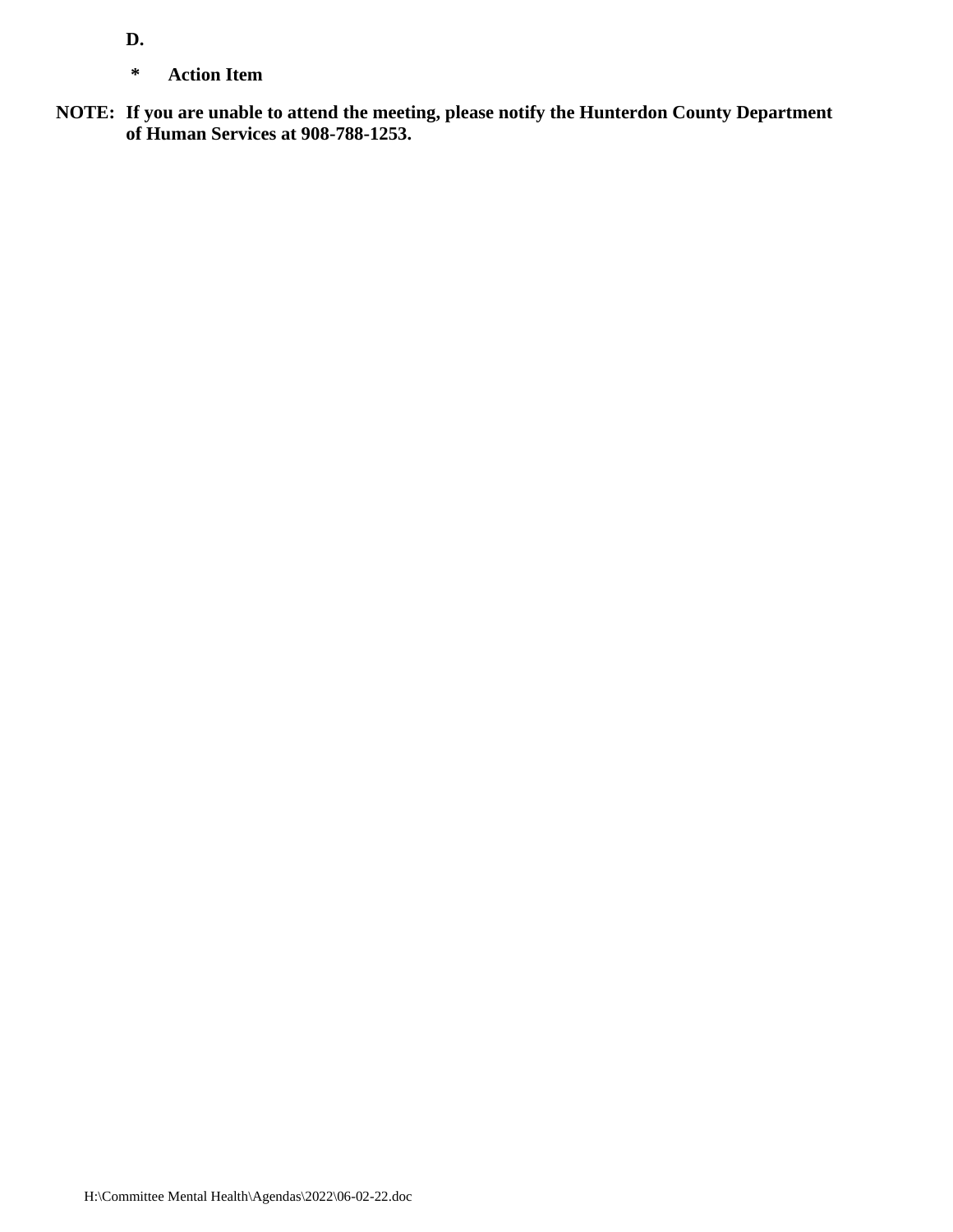**D.**

**\*  Action Item**

**NOTE: If you are unable to attend the meeting, please notify the Hunterdon County Department of Human Services at 908-788-1253.**